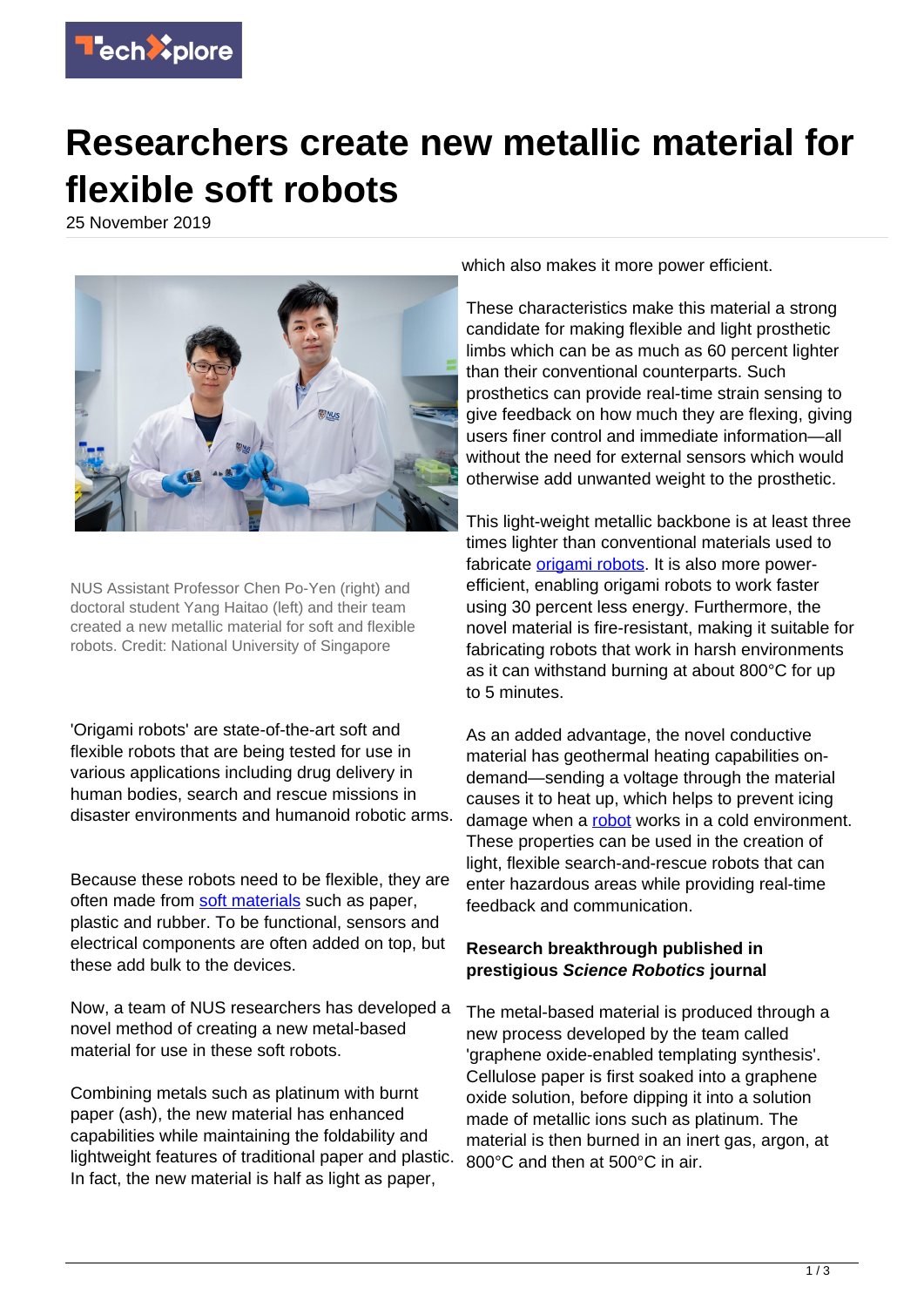# Researchers create new metallic material for flexible soft robots

25 November 2019

NUS Assistant Professor Chen Po-Yen (right) and doctoral student Yang Haitao (left) and their team created a new metallic material for soft and flexible robots. Credit: National University of Singapore

'Origami robots' are state-of-the-art soft and flexible robots that are being tested for use in various applications including drug delivery in human bodies, search and rescue missions in disaster environments and humanoid robotic arms.

Because these robots need to be flexible, they are often made from soft materials such as paper, plastic and rubber. To be functional, sensors and electrical components are often added on top, but these add bulk to the devices.

Now, a team of NUS researchers has developed a novel method of creating a new metal-based material for use in these soft robots.

Combining metals such as platinum with burnt paper (ash), the new material has enhanced capabilities while maintaining the foldability and lightweight features of traditional paper and plastic. In fact, the new material is half as light as paper, which also makes it more power efficient.

These characteristics make this material a strong candidate for making flexible and light prosthetic limbs which can be as much as 60 percent lighter than their conventional counterparts. Such prosthetics can provide real-time strain sensing to give feedback on how much they are flexing, giving users finer control and immediate information—all without the need for external sensors which would otherwise add unwanted weight to the prosthetic.

This light-weight metallic backbone is at least three times lighter than conventional materials used to fabricate origami robots. It is also more power-efficient, enabling origami robots to work faster using 30 percent less energy. Furthermore, the novel material is fire-resistant, making it suitable for fabricating robots that work in harsh environments as it can withstand burning at about 800°C for up to 5 minutes.

As an added advantage, the novel conductive material has geothermal heating capabilities on-demand—sending a voltage through the material causes it to heat up, which helps to prevent icing damage when a robot works in a cold environment. These properties can be used in the creation of light, flexible search-and-rescue robots that can enter hazardous areas while providing real-time feedback and communication.

**Research breakthrough published in prestigious *Science Robotics* journal**

The metal-based material is produced through a new process developed by the team called 'graphene oxide-enabled templating synthesis'. Cellulose paper is first soaked into a graphene oxide solution, before dipping it into a solution made of metallic ions such as platinum. The material is then burned in an inert gas, argon, at 800°C and then at 500°C in air.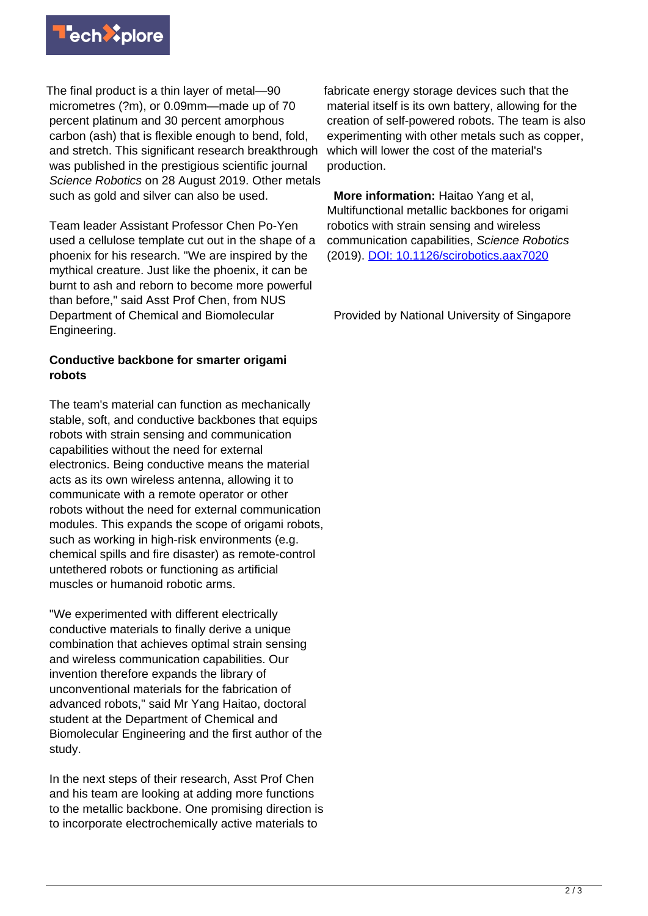The final product is a thin layer of metal—90 micrometres (?m), or 0.09mm—made up of 70 percent platinum and 30 percent amorphous carbon (ash) that is flexible enough to bend, fold, and stretch. This significant research breakthrough was published in the prestigious scientific journal *Science Robotics* on 28 August 2019. Other metals such as gold and silver can also be used.

Team leader Assistant Professor Chen Po-Yen used a cellulose template cut out in the shape of a phoenix for his research. "We are inspired by the mythical creature. Just like the phoenix, it can be burnt to ash and reborn to become more powerful than before," said Asst Prof Chen, from NUS Department of Chemical and Biomolecular Engineering.

**Conductive backbone for smarter origami robots**

The team's material can function as mechanically stable, soft, and conductive backbones that equips robots with strain sensing and communication capabilities without the need for external electronics. Being conductive means the material acts as its own wireless antenna, allowing it to communicate with a remote operator or other robots without the need for external communication modules. This expands the scope of origami robots, such as working in high-risk environments (e.g. chemical spills and fire disaster) as remote-control untethered robots or functioning as artificial muscles or humanoid robotic arms.

"We experimented with different electrically conductive materials to finally derive a unique combination that achieves optimal strain sensing and wireless communication capabilities. Our invention therefore expands the library of unconventional materials for the fabrication of advanced robots," said Mr Yang Haitao, doctoral student at the Department of Chemical and Biomolecular Engineering and the first author of the study.

In the next steps of their research, Asst Prof Chen and his team are looking at adding more functions to the metallic backbone. One promising direction is to incorporate electrochemically active materials to fabricate energy storage devices such that the material itself is its own battery, allowing for the creation of self-powered robots. The team is also experimenting with other metals such as copper, which will lower the cost of the material's production.

**More information:** Haitao Yang et al, Multifunctional metallic backbones for origami robotics with strain sensing and wireless communication capabilities, *Science Robotics* (2019). [DOI: 10.1126/scirobotics.aax7020](DOI: 10.1126/scirobotics.aax7020)

Provided by National University of Singapore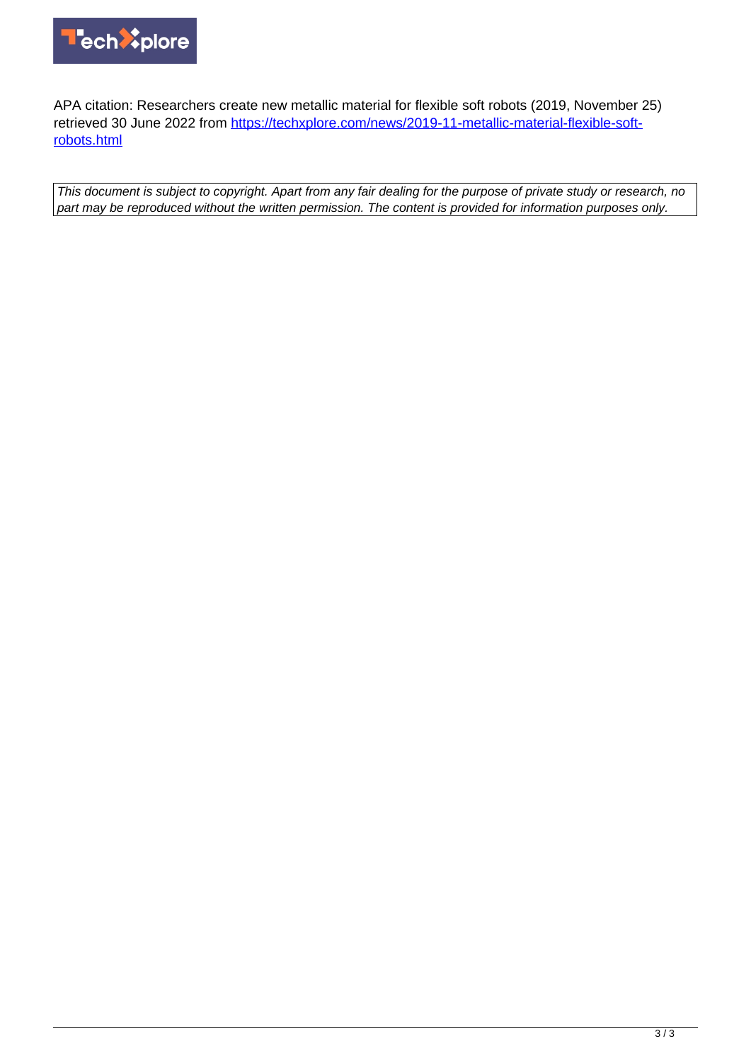APA citation: Researchers create new metallic material for flexible soft robots (2019, November 25) retrieved 30 June 2022 from https://techxplore.com/news/2019-11-metallic-material-flexible-soft-robots.html

*This document is subject to copyright. Apart from any fair dealing for the purpose of private study or research, no part may be reproduced without the written permission. The content is provided for information purposes only.*